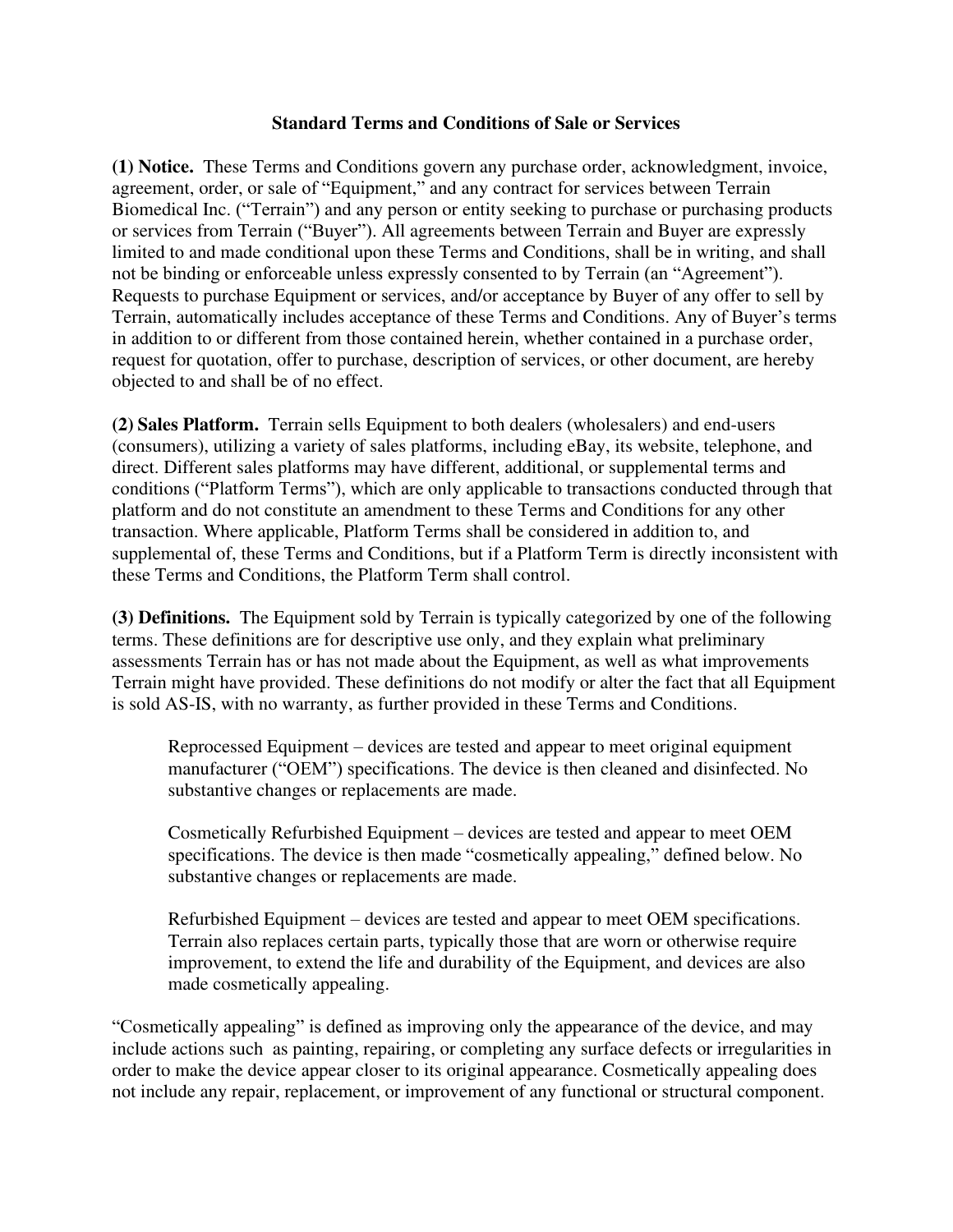# Standard Terms and Conditions of Sale or Services

**(1) Notice.** These Terms and Conditions govern any purchase order, acknowledgment, invoice, agreement, order, or sale of "Equipment," and any contract for services between Terrain Biomedical Inc. ("Terrain") and any person or entity seeking to purchase or purchasing products or services from Terrain ("Buyer"). All agreements between Terrain and Buyer are expressly limited to and made conditional upon these Terms and Conditions, shall be in writing, and shall not be binding or enforceable unless expressly consented to by Terrain (an "Agreement"). Requests to purchase Equipment or services, and/or acceptance by Buyer of any offer to sell by Terrain, automatically includes acceptance of these Terms and Conditions. Any of Buyer's terms in addition to or different from those contained herein, whether contained in a purchase order, request for quotation, offer to purchase, description of services, or other document, are hereby objected to and shall be of no effect.

**(2) Sales Platform.** Terrain sells Equipment to both dealers (wholesalers) and end-users (consumers), utilizing a variety of sales platforms, including eBay, its website, telephone, and direct. Different sales platforms may have different, additional, or supplemental terms and conditions ("Platform Terms"), which are only applicable to transactions conducted through that platform and do not constitute an amendment to these Terms and Conditions for any other transaction. Where applicable, Platform Terms shall be considered in addition to, and supplemental of, these Terms and Conditions, but if a Platform Term is directly inconsistent with these Terms and Conditions, the Platform Term shall control.

**(3) Definitions.** The Equipment sold by Terrain is typically categorized by one of the following terms. These definitions are for descriptive use only, and they explain what preliminary assessments Terrain has or has not made about the Equipment, as well as what improvements Terrain might have provided. These definitions do not modify or alter the fact that all Equipment is sold AS-IS, with no warranty, as further provided in these Terms and Conditions.

> Reprocessed Equipment – devices are tested and appear to meet original equipment manufacturer ("OEM") specifications. The device is then cleaned and disinfected. No substantive changes or replacements are made.
>
> Cosmetically Refurbished Equipment – devices are tested and appear to meet OEM specifications. The device is then made "cosmetically appealing," defined below. No substantive changes or replacements are made.
>
> Refurbished Equipment – devices are tested and appear to meet OEM specifications. Terrain also replaces certain parts, typically those that are worn or otherwise require improvement, to extend the life and durability of the Equipment, and devices are also made cosmetically appealing.

"Cosmetically appealing" is defined as improving only the appearance of the device, and may include actions such as painting, repairing, or completing any surface defects or irregularities in order to make the device appear closer to its original appearance. Cosmetically appealing does not include any repair, replacement, or improvement of any functional or structural component.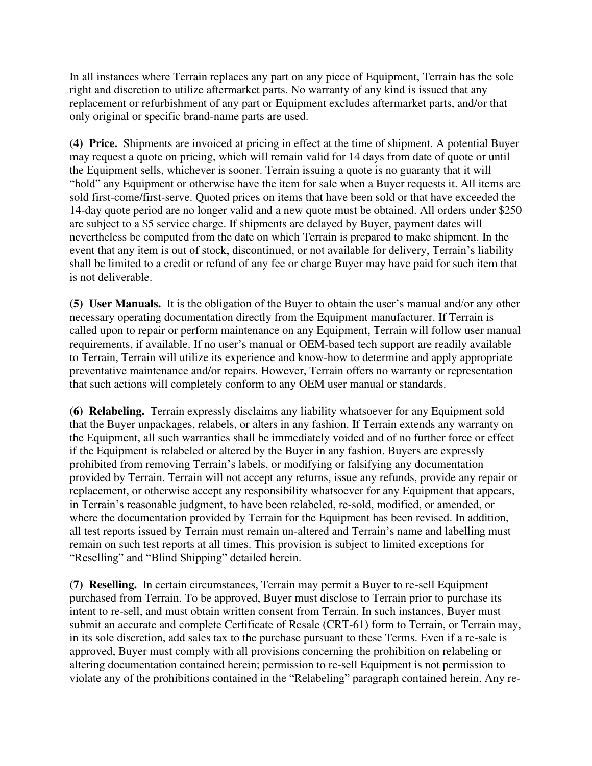In all instances where Terrain replaces any part on any piece of Equipment, Terrain has the sole right and discretion to utilize aftermarket parts. No warranty of any kind is issued that any replacement or refurbishment of any part or Equipment excludes aftermarket parts, and/or that only original or specific brand-name parts are used.

**(4) Price.** Shipments are invoiced at pricing in effect at the time of shipment. A potential Buyer may request a quote on pricing, which will remain valid for 14 days from date of quote or until the Equipment sells, whichever is sooner. Terrain issuing a quote is no guaranty that it will "hold" any Equipment or otherwise have the item for sale when a Buyer requests it. All items are sold first-come/first-serve. Quoted prices on items that have been sold or that have exceeded the 14-day quote period are no longer valid and a new quote must be obtained. All orders under $250 are subject to a $5 service charge. If shipments are delayed by Buyer, payment dates will nevertheless be computed from the date on which Terrain is prepared to make shipment. In the event that any item is out of stock, discontinued, or not available for delivery, Terrain's liability shall be limited to a credit or refund of any fee or charge Buyer may have paid for such item that is not deliverable.

**(5) User Manuals.** It is the obligation of the Buyer to obtain the user's manual and/or any other necessary operating documentation directly from the Equipment manufacturer. If Terrain is called upon to repair or perform maintenance on any Equipment, Terrain will follow user manual requirements, if available. If no user's manual or OEM-based tech support are readily available to Terrain, Terrain will utilize its experience and know-how to determine and apply appropriate preventative maintenance and/or repairs. However, Terrain offers no warranty or representation that such actions will completely conform to any OEM user manual or standards.

**(6) Relabeling.** Terrain expressly disclaims any liability whatsoever for any Equipment sold that the Buyer unpackages, relabels, or alters in any fashion. If Terrain extends any warranty on the Equipment, all such warranties shall be immediately voided and of no further force or effect if the Equipment is relabeled or altered by the Buyer in any fashion. Buyers are expressly prohibited from removing Terrain's labels, or modifying or falsifying any documentation provided by Terrain. Terrain will not accept any returns, issue any refunds, provide any repair or replacement, or otherwise accept any responsibility whatsoever for any Equipment that appears, in Terrain's reasonable judgment, to have been relabeled, re-sold, modified, or amended, or where the documentation provided by Terrain for the Equipment has been revised. In addition, all test reports issued by Terrain must remain un-altered and Terrain's name and labelling must remain on such test reports at all times. This provision is subject to limited exceptions for "Reselling" and "Blind Shipping" detailed herein.

**(7) Reselling.** In certain circumstances, Terrain may permit a Buyer to re-sell Equipment purchased from Terrain. To be approved, Buyer must disclose to Terrain prior to purchase its intent to re-sell, and must obtain written consent from Terrain. In such instances, Buyer must submit an accurate and complete Certificate of Resale (CRT-61) form to Terrain, or Terrain may, in its sole discretion, add sales tax to the purchase pursuant to these Terms. Even if a re-sale is approved, Buyer must comply with all provisions concerning the prohibition on relabeling or altering documentation contained herein; permission to re-sell Equipment is not permission to violate any of the prohibitions contained in the "Relabeling" paragraph contained herein. Any re-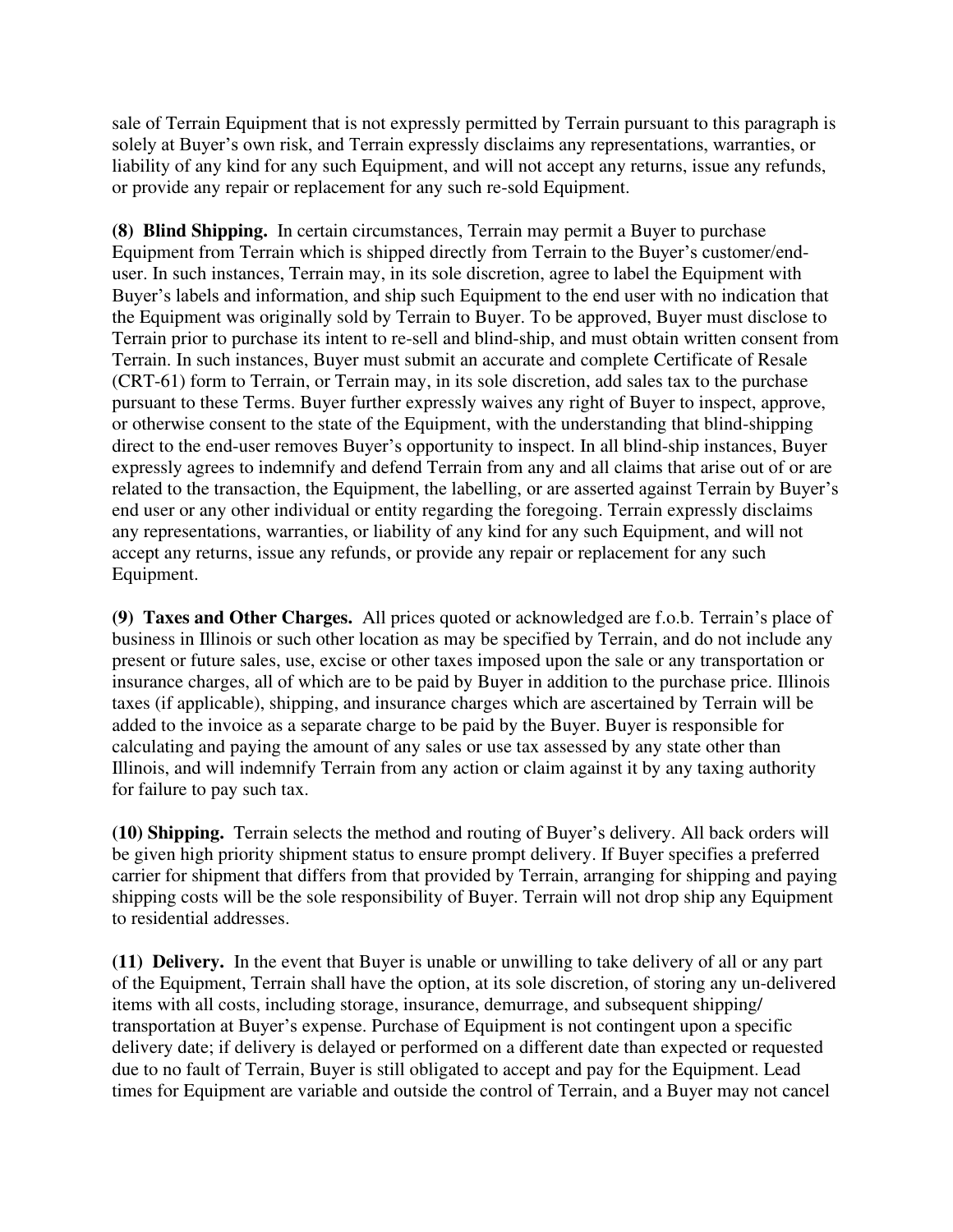sale of Terrain Equipment that is not expressly permitted by Terrain pursuant to this paragraph is solely at Buyer's own risk, and Terrain expressly disclaims any representations, warranties, or liability of any kind for any such Equipment, and will not accept any returns, issue any refunds, or provide any repair or replacement for any such re-sold Equipment.

**(8) Blind Shipping.** In certain circumstances, Terrain may permit a Buyer to purchase Equipment from Terrain which is shipped directly from Terrain to the Buyer's customer/end-user. In such instances, Terrain may, in its sole discretion, agree to label the Equipment with Buyer's labels and information, and ship such Equipment to the end user with no indication that the Equipment was originally sold by Terrain to Buyer. To be approved, Buyer must disclose to Terrain prior to purchase its intent to re-sell and blind-ship, and must obtain written consent from Terrain. In such instances, Buyer must submit an accurate and complete Certificate of Resale (CRT-61) form to Terrain, or Terrain may, in its sole discretion, add sales tax to the purchase pursuant to these Terms. Buyer further expressly waives any right of Buyer to inspect, approve, or otherwise consent to the state of the Equipment, with the understanding that blind-shipping direct to the end-user removes Buyer's opportunity to inspect. In all blind-ship instances, Buyer expressly agrees to indemnify and defend Terrain from any and all claims that arise out of or are related to the transaction, the Equipment, the labelling, or are asserted against Terrain by Buyer's end user or any other individual or entity regarding the foregoing. Terrain expressly disclaims any representations, warranties, or liability of any kind for any such Equipment, and will not accept any returns, issue any refunds, or provide any repair or replacement for any such Equipment.

**(9) Taxes and Other Charges.** All prices quoted or acknowledged are f.o.b. Terrain's place of business in Illinois or such other location as may be specified by Terrain, and do not include any present or future sales, use, excise or other taxes imposed upon the sale or any transportation or insurance charges, all of which are to be paid by Buyer in addition to the purchase price. Illinois taxes (if applicable), shipping, and insurance charges which are ascertained by Terrain will be added to the invoice as a separate charge to be paid by the Buyer. Buyer is responsible for calculating and paying the amount of any sales or use tax assessed by any state other than Illinois, and will indemnify Terrain from any action or claim against it by any taxing authority for failure to pay such tax.

**(10) Shipping.** Terrain selects the method and routing of Buyer's delivery. All back orders will be given high priority shipment status to ensure prompt delivery. If Buyer specifies a preferred carrier for shipment that differs from that provided by Terrain, arranging for shipping and paying shipping costs will be the sole responsibility of Buyer. Terrain will not drop ship any Equipment to residential addresses.

**(11) Delivery.** In the event that Buyer is unable or unwilling to take delivery of all or any part of the Equipment, Terrain shall have the option, at its sole discretion, of storing any un-delivered items with all costs, including storage, insurance, demurrage, and subsequent shipping/ transportation at Buyer's expense. Purchase of Equipment is not contingent upon a specific delivery date; if delivery is delayed or performed on a different date than expected or requested due to no fault of Terrain, Buyer is still obligated to accept and pay for the Equipment. Lead times for Equipment are variable and outside the control of Terrain, and a Buyer may not cancel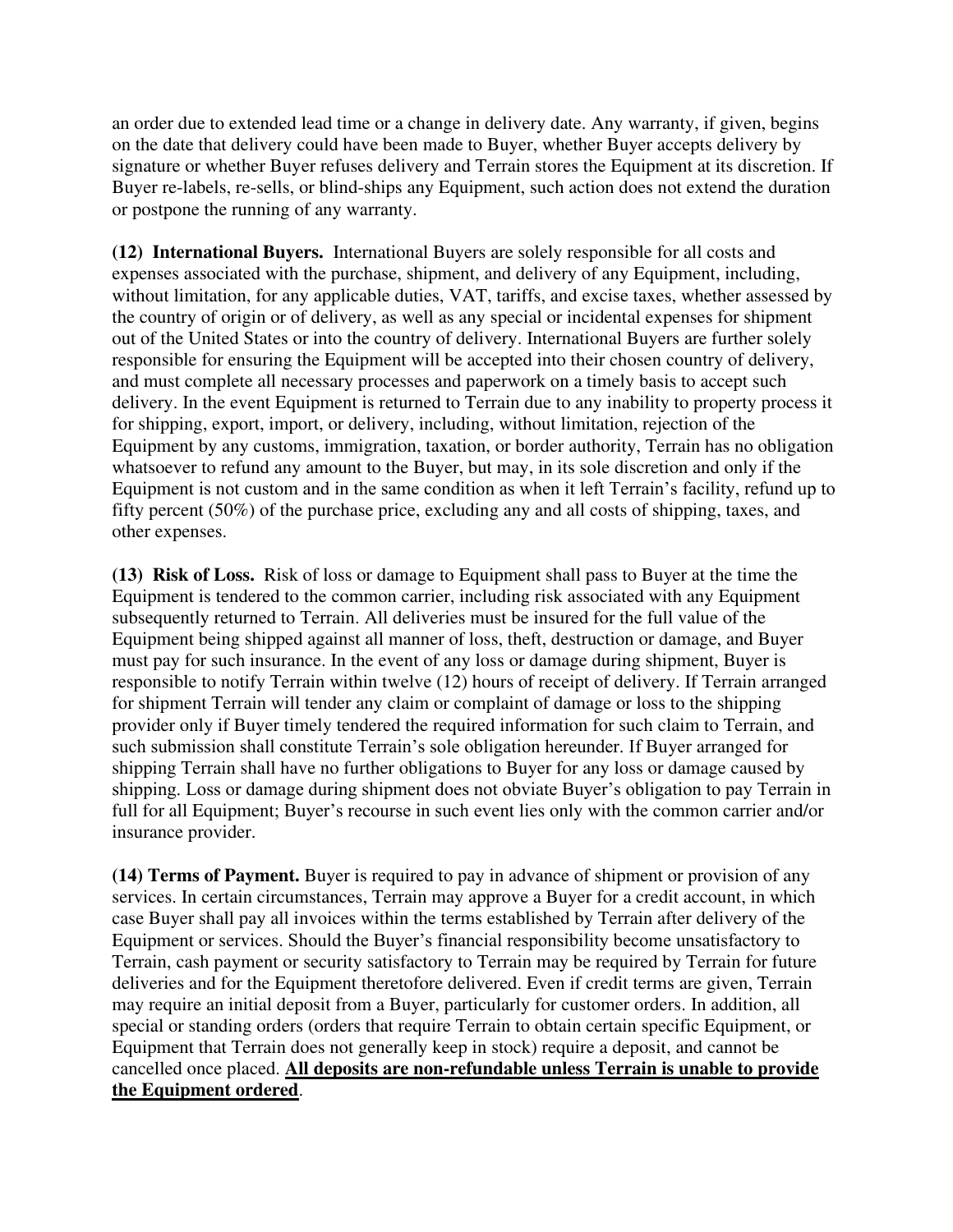an order due to extended lead time or a change in delivery date. Any warranty, if given, begins on the date that delivery could have been made to Buyer, whether Buyer accepts delivery by signature or whether Buyer refuses delivery and Terrain stores the Equipment at its discretion. If Buyer re-labels, re-sells, or blind-ships any Equipment, such action does not extend the duration or postpone the running of any warranty.

**(12) International Buyers.** International Buyers are solely responsible for all costs and expenses associated with the purchase, shipment, and delivery of any Equipment, including, without limitation, for any applicable duties, VAT, tariffs, and excise taxes, whether assessed by the country of origin or of delivery, as well as any special or incidental expenses for shipment out of the United States or into the country of delivery. International Buyers are further solely responsible for ensuring the Equipment will be accepted into their chosen country of delivery, and must complete all necessary processes and paperwork on a timely basis to accept such delivery. In the event Equipment is returned to Terrain due to any inability to property process it for shipping, export, import, or delivery, including, without limitation, rejection of the Equipment by any customs, immigration, taxation, or border authority, Terrain has no obligation whatsoever to refund any amount to the Buyer, but may, in its sole discretion and only if the Equipment is not custom and in the same condition as when it left Terrain's facility, refund up to fifty percent (50%) of the purchase price, excluding any and all costs of shipping, taxes, and other expenses.

**(13) Risk of Loss.** Risk of loss or damage to Equipment shall pass to Buyer at the time the Equipment is tendered to the common carrier, including risk associated with any Equipment subsequently returned to Terrain. All deliveries must be insured for the full value of the Equipment being shipped against all manner of loss, theft, destruction or damage, and Buyer must pay for such insurance. In the event of any loss or damage during shipment, Buyer is responsible to notify Terrain within twelve (12) hours of receipt of delivery. If Terrain arranged for shipment Terrain will tender any claim or complaint of damage or loss to the shipping provider only if Buyer timely tendered the required information for such claim to Terrain, and such submission shall constitute Terrain's sole obligation hereunder. If Buyer arranged for shipping Terrain shall have no further obligations to Buyer for any loss or damage caused by shipping. Loss or damage during shipment does not obviate Buyer's obligation to pay Terrain in full for all Equipment; Buyer's recourse in such event lies only with the common carrier and/or insurance provider.

**(14) Terms of Payment.** Buyer is required to pay in advance of shipment or provision of any services. In certain circumstances, Terrain may approve a Buyer for a credit account, in which case Buyer shall pay all invoices within the terms established by Terrain after delivery of the Equipment or services. Should the Buyer's financial responsibility become unsatisfactory to Terrain, cash payment or security satisfactory to Terrain may be required by Terrain for future deliveries and for the Equipment theretofore delivered. Even if credit terms are given, Terrain may require an initial deposit from a Buyer, particularly for customer orders. In addition, all special or standing orders (orders that require Terrain to obtain certain specific Equipment, or Equipment that Terrain does not generally keep in stock) require a deposit, and cannot be cancelled once placed. **<u>All deposits are non-refundable unless Terrain is unable to provide the Equipment ordered</u>**.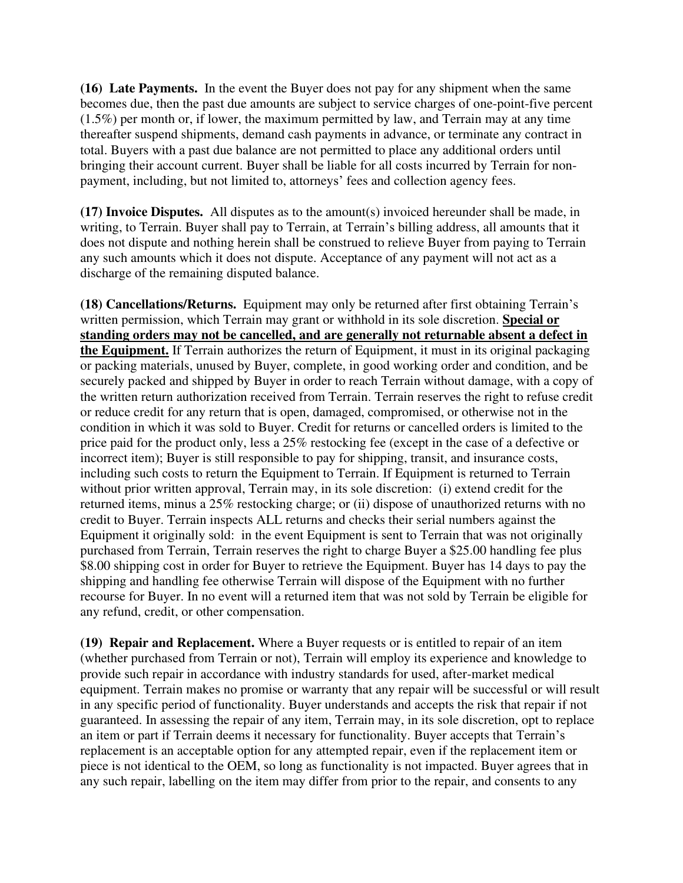**(16) Late Payments.** In the event the Buyer does not pay for any shipment when the same becomes due, then the past due amounts are subject to service charges of one-point-five percent (1.5%) per month or, if lower, the maximum permitted by law, and Terrain may at any time thereafter suspend shipments, demand cash payments in advance, or terminate any contract in total. Buyers with a past due balance are not permitted to place any additional orders until bringing their account current. Buyer shall be liable for all costs incurred by Terrain for non-payment, including, but not limited to, attorneys' fees and collection agency fees.

**(17) Invoice Disputes.** All disputes as to the amount(s) invoiced hereunder shall be made, in writing, to Terrain. Buyer shall pay to Terrain, at Terrain's billing address, all amounts that it does not dispute and nothing herein shall be construed to relieve Buyer from paying to Terrain any such amounts which it does not dispute. Acceptance of any payment will not act as a discharge of the remaining disputed balance.

**(18) Cancellations/Returns.** Equipment may only be returned after first obtaining Terrain's written permission, which Terrain may grant or withhold in its sole discretion. **Special or standing orders may not be cancelled, and are generally not returnable absent a defect in the Equipment.** If Terrain authorizes the return of Equipment, it must in its original packaging or packing materials, unused by Buyer, complete, in good working order and condition, and be securely packed and shipped by Buyer in order to reach Terrain without damage, with a copy of the written return authorization received from Terrain. Terrain reserves the right to refuse credit or reduce credit for any return that is open, damaged, compromised, or otherwise not in the condition in which it was sold to Buyer. Credit for returns or cancelled orders is limited to the price paid for the product only, less a 25% restocking fee (except in the case of a defective or incorrect item); Buyer is still responsible to pay for shipping, transit, and insurance costs, including such costs to return the Equipment to Terrain. If Equipment is returned to Terrain without prior written approval, Terrain may, in its sole discretion: (i) extend credit for the returned items, minus a 25% restocking charge; or (ii) dispose of unauthorized returns with no credit to Buyer. Terrain inspects ALL returns and checks their serial numbers against the Equipment it originally sold: in the event Equipment is sent to Terrain that was not originally purchased from Terrain, Terrain reserves the right to charge Buyer a $25.00 handling fee plus $8.00 shipping cost in order for Buyer to retrieve the Equipment. Buyer has 14 days to pay the shipping and handling fee otherwise Terrain will dispose of the Equipment with no further recourse for Buyer. In no event will a returned item that was not sold by Terrain be eligible for any refund, credit, or other compensation.

**(19) Repair and Replacement.** Where a Buyer requests or is entitled to repair of an item (whether purchased from Terrain or not), Terrain will employ its experience and knowledge to provide such repair in accordance with industry standards for used, after-market medical equipment. Terrain makes no promise or warranty that any repair will be successful or will result in any specific period of functionality. Buyer understands and accepts the risk that repair if not guaranteed. In assessing the repair of any item, Terrain may, in its sole discretion, opt to replace an item or part if Terrain deems it necessary for functionality. Buyer accepts that Terrain's replacement is an acceptable option for any attempted repair, even if the replacement item or piece is not identical to the OEM, so long as functionality is not impacted. Buyer agrees that in any such repair, labelling on the item may differ from prior to the repair, and consents to any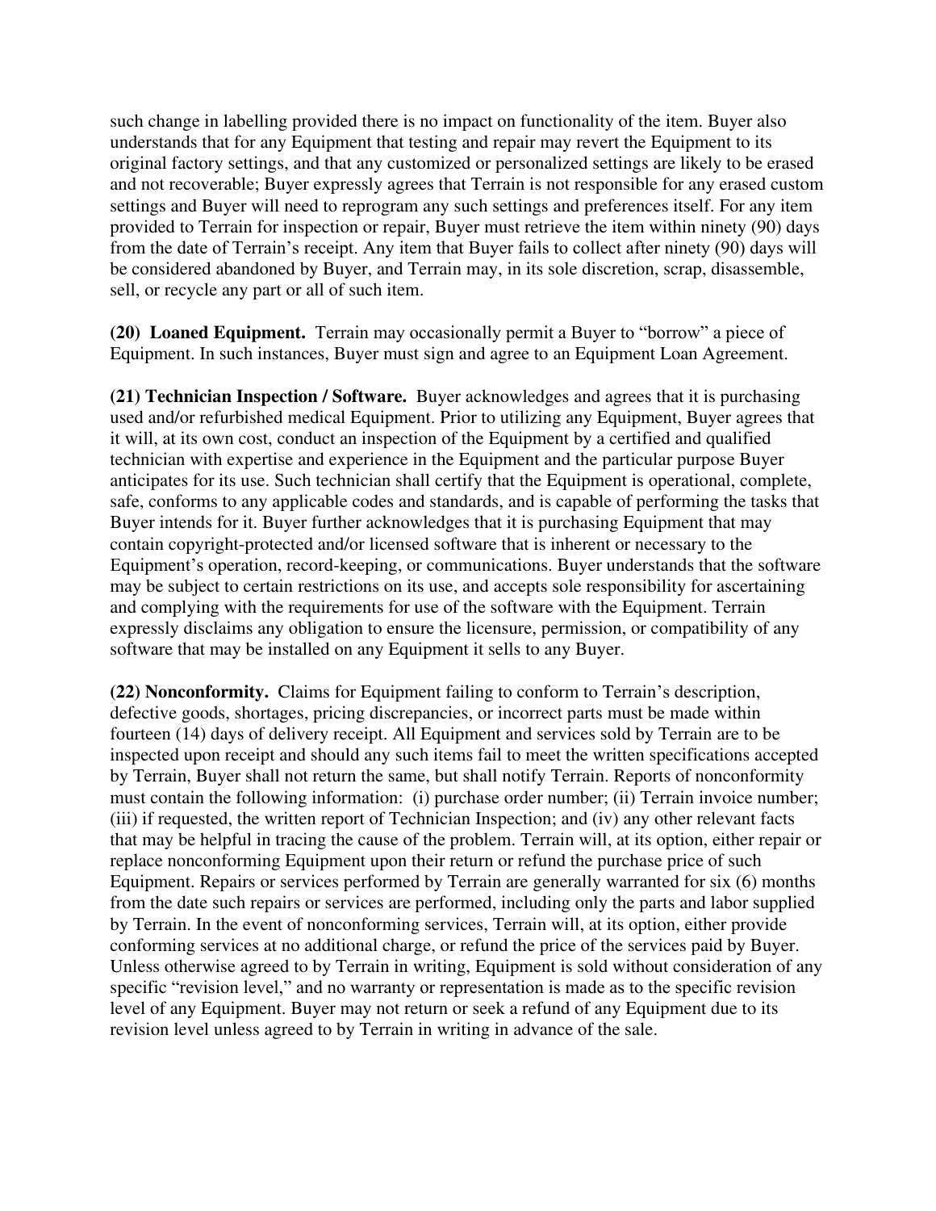such change in labelling provided there is no impact on functionality of the item. Buyer also understands that for any Equipment that testing and repair may revert the Equipment to its original factory settings, and that any customized or personalized settings are likely to be erased and not recoverable; Buyer expressly agrees that Terrain is not responsible for any erased custom settings and Buyer will need to reprogram any such settings and preferences itself. For any item provided to Terrain for inspection or repair, Buyer must retrieve the item within ninety (90) days from the date of Terrain's receipt. Any item that Buyer fails to collect after ninety (90) days will be considered abandoned by Buyer, and Terrain may, in its sole discretion, scrap, disassemble, sell, or recycle any part or all of such item.

**(20) Loaned Equipment.** Terrain may occasionally permit a Buyer to "borrow" a piece of Equipment. In such instances, Buyer must sign and agree to an Equipment Loan Agreement.

**(21) Technician Inspection / Software.** Buyer acknowledges and agrees that it is purchasing used and/or refurbished medical Equipment. Prior to utilizing any Equipment, Buyer agrees that it will, at its own cost, conduct an inspection of the Equipment by a certified and qualified technician with expertise and experience in the Equipment and the particular purpose Buyer anticipates for its use. Such technician shall certify that the Equipment is operational, complete, safe, conforms to any applicable codes and standards, and is capable of performing the tasks that Buyer intends for it. Buyer further acknowledges that it is purchasing Equipment that may contain copyright-protected and/or licensed software that is inherent or necessary to the Equipment's operation, record-keeping, or communications. Buyer understands that the software may be subject to certain restrictions on its use, and accepts sole responsibility for ascertaining and complying with the requirements for use of the software with the Equipment. Terrain expressly disclaims any obligation to ensure the licensure, permission, or compatibility of any software that may be installed on any Equipment it sells to any Buyer.

**(22) Nonconformity.** Claims for Equipment failing to conform to Terrain's description, defective goods, shortages, pricing discrepancies, or incorrect parts must be made within fourteen (14) days of delivery receipt. All Equipment and services sold by Terrain are to be inspected upon receipt and should any such items fail to meet the written specifications accepted by Terrain, Buyer shall not return the same, but shall notify Terrain. Reports of nonconformity must contain the following information: (i) purchase order number; (ii) Terrain invoice number; (iii) if requested, the written report of Technician Inspection; and (iv) any other relevant facts that may be helpful in tracing the cause of the problem. Terrain will, at its option, either repair or replace nonconforming Equipment upon their return or refund the purchase price of such Equipment. Repairs or services performed by Terrain are generally warranted for six (6) months from the date such repairs or services are performed, including only the parts and labor supplied by Terrain. In the event of nonconforming services, Terrain will, at its option, either provide conforming services at no additional charge, or refund the price of the services paid by Buyer. Unless otherwise agreed to by Terrain in writing, Equipment is sold without consideration of any specific "revision level," and no warranty or representation is made as to the specific revision level of any Equipment. Buyer may not return or seek a refund of any Equipment due to its revision level unless agreed to by Terrain in writing in advance of the sale.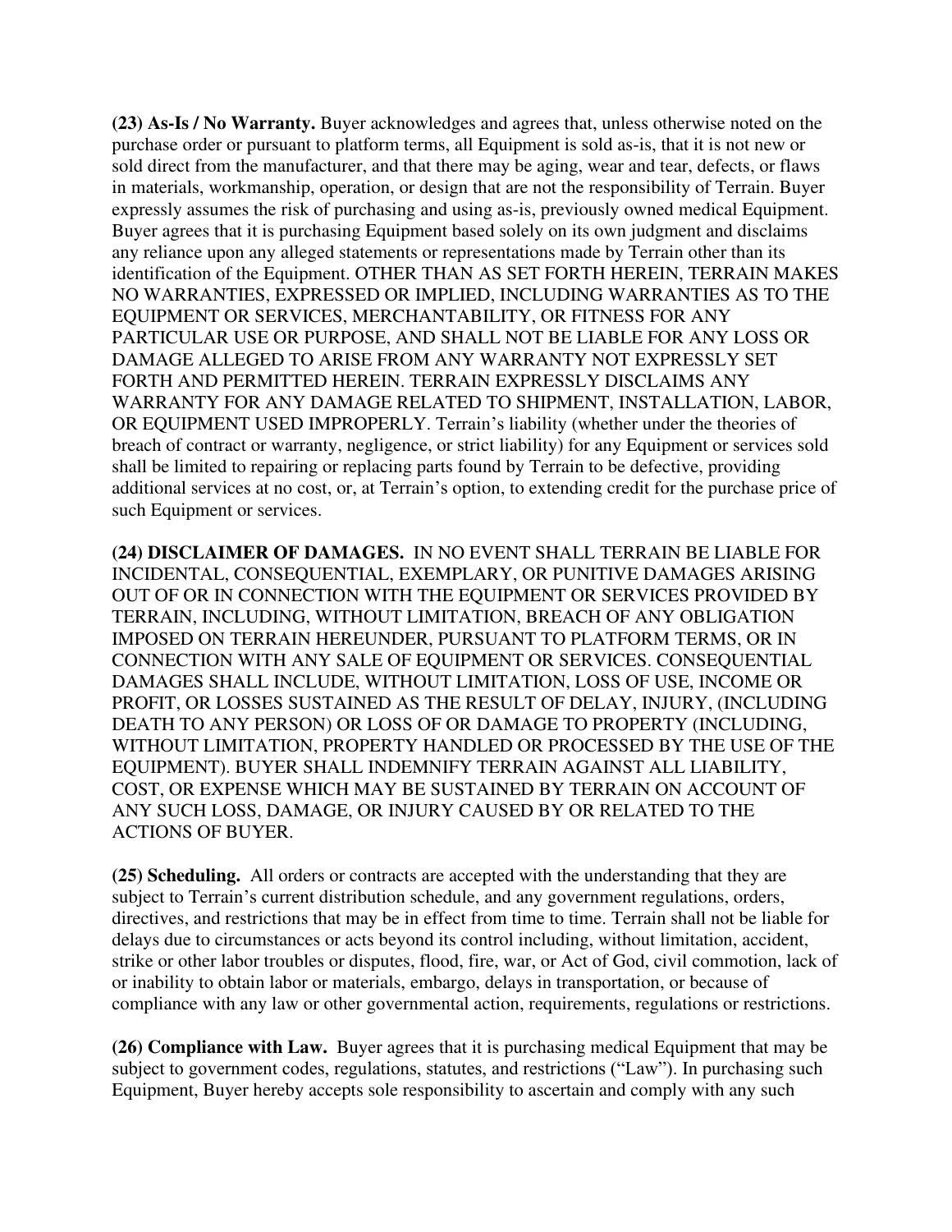**(23) As-Is / No Warranty.** Buyer acknowledges and agrees that, unless otherwise noted on the purchase order or pursuant to platform terms, all Equipment is sold as-is, that it is not new or sold direct from the manufacturer, and that there may be aging, wear and tear, defects, or flaws in materials, workmanship, operation, or design that are not the responsibility of Terrain. Buyer expressly assumes the risk of purchasing and using as-is, previously owned medical Equipment. Buyer agrees that it is purchasing Equipment based solely on its own judgment and disclaims any reliance upon any alleged statements or representations made by Terrain other than its identification of the Equipment. OTHER THAN AS SET FORTH HEREIN, TERRAIN MAKES NO WARRANTIES, EXPRESSED OR IMPLIED, INCLUDING WARRANTIES AS TO THE EQUIPMENT OR SERVICES, MERCHANTABILITY, OR FITNESS FOR ANY PARTICULAR USE OR PURPOSE, AND SHALL NOT BE LIABLE FOR ANY LOSS OR DAMAGE ALLEGED TO ARISE FROM ANY WARRANTY NOT EXPRESSLY SET FORTH AND PERMITTED HEREIN. TERRAIN EXPRESSLY DISCLAIMS ANY WARRANTY FOR ANY DAMAGE RELATED TO SHIPMENT, INSTALLATION, LABOR, OR EQUIPMENT USED IMPROPERLY. Terrain's liability (whether under the theories of breach of contract or warranty, negligence, or strict liability) for any Equipment or services sold shall be limited to repairing or replacing parts found by Terrain to be defective, providing additional services at no cost, or, at Terrain's option, to extending credit for the purchase price of such Equipment or services.

**(24) DISCLAIMER OF DAMAGES.** IN NO EVENT SHALL TERRAIN BE LIABLE FOR INCIDENTAL, CONSEQUENTIAL, EXEMPLARY, OR PUNITIVE DAMAGES ARISING OUT OF OR IN CONNECTION WITH THE EQUIPMENT OR SERVICES PROVIDED BY TERRAIN, INCLUDING, WITHOUT LIMITATION, BREACH OF ANY OBLIGATION IMPOSED ON TERRAIN HEREUNDER, PURSUANT TO PLATFORM TERMS, OR IN CONNECTION WITH ANY SALE OF EQUIPMENT OR SERVICES. CONSEQUENTIAL DAMAGES SHALL INCLUDE, WITHOUT LIMITATION, LOSS OF USE, INCOME OR PROFIT, OR LOSSES SUSTAINED AS THE RESULT OF DELAY, INJURY, (INCLUDING DEATH TO ANY PERSON) OR LOSS OF OR DAMAGE TO PROPERTY (INCLUDING, WITHOUT LIMITATION, PROPERTY HANDLED OR PROCESSED BY THE USE OF THE EQUIPMENT). BUYER SHALL INDEMNIFY TERRAIN AGAINST ALL LIABILITY, COST, OR EXPENSE WHICH MAY BE SUSTAINED BY TERRAIN ON ACCOUNT OF ANY SUCH LOSS, DAMAGE, OR INJURY CAUSED BY OR RELATED TO THE ACTIONS OF BUYER.

**(25) Scheduling.** All orders or contracts are accepted with the understanding that they are subject to Terrain's current distribution schedule, and any government regulations, orders, directives, and restrictions that may be in effect from time to time. Terrain shall not be liable for delays due to circumstances or acts beyond its control including, without limitation, accident, strike or other labor troubles or disputes, flood, fire, war, or Act of God, civil commotion, lack of or inability to obtain labor or materials, embargo, delays in transportation, or because of compliance with any law or other governmental action, requirements, regulations or restrictions.

**(26) Compliance with Law.** Buyer agrees that it is purchasing medical Equipment that may be subject to government codes, regulations, statutes, and restrictions ("Law"). In purchasing such Equipment, Buyer hereby accepts sole responsibility to ascertain and comply with any such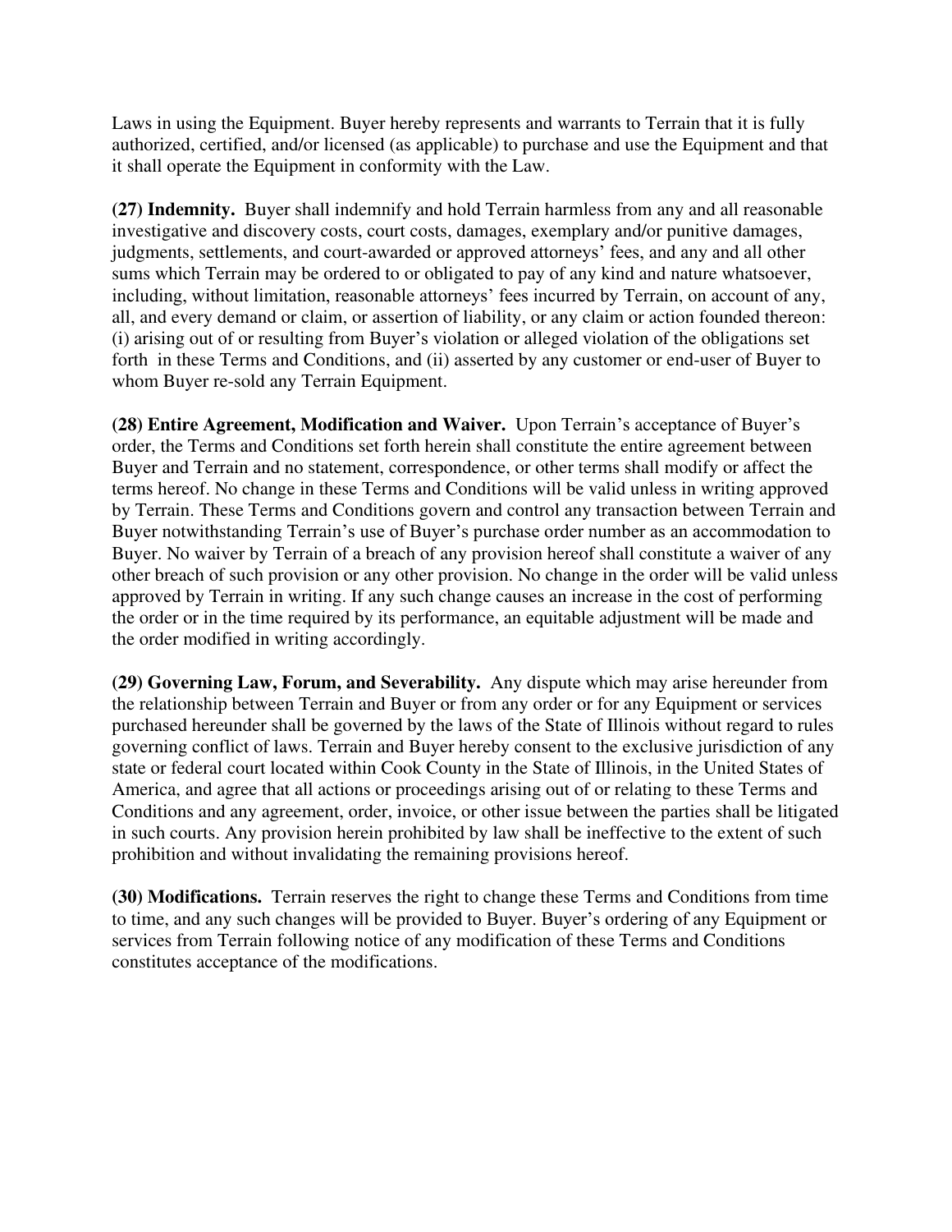Laws in using the Equipment. Buyer hereby represents and warrants to Terrain that it is fully authorized, certified, and/or licensed (as applicable) to purchase and use the Equipment and that it shall operate the Equipment in conformity with the Law.

**(27) Indemnity.** Buyer shall indemnify and hold Terrain harmless from any and all reasonable investigative and discovery costs, court costs, damages, exemplary and/or punitive damages, judgments, settlements, and court-awarded or approved attorneys' fees, and any and all other sums which Terrain may be ordered to or obligated to pay of any kind and nature whatsoever, including, without limitation, reasonable attorneys' fees incurred by Terrain, on account of any, all, and every demand or claim, or assertion of liability, or any claim or action founded thereon: (i) arising out of or resulting from Buyer's violation or alleged violation of the obligations set forth in these Terms and Conditions, and (ii) asserted by any customer or end-user of Buyer to whom Buyer re-sold any Terrain Equipment.

**(28) Entire Agreement, Modification and Waiver.** Upon Terrain's acceptance of Buyer's order, the Terms and Conditions set forth herein shall constitute the entire agreement between Buyer and Terrain and no statement, correspondence, or other terms shall modify or affect the terms hereof. No change in these Terms and Conditions will be valid unless in writing approved by Terrain. These Terms and Conditions govern and control any transaction between Terrain and Buyer notwithstanding Terrain's use of Buyer's purchase order number as an accommodation to Buyer. No waiver by Terrain of a breach of any provision hereof shall constitute a waiver of any other breach of such provision or any other provision. No change in the order will be valid unless approved by Terrain in writing. If any such change causes an increase in the cost of performing the order or in the time required by its performance, an equitable adjustment will be made and the order modified in writing accordingly.

**(29) Governing Law, Forum, and Severability.** Any dispute which may arise hereunder from the relationship between Terrain and Buyer or from any order or for any Equipment or services purchased hereunder shall be governed by the laws of the State of Illinois without regard to rules governing conflict of laws. Terrain and Buyer hereby consent to the exclusive jurisdiction of any state or federal court located within Cook County in the State of Illinois, in the United States of America, and agree that all actions or proceedings arising out of or relating to these Terms and Conditions and any agreement, order, invoice, or other issue between the parties shall be litigated in such courts. Any provision herein prohibited by law shall be ineffective to the extent of such prohibition and without invalidating the remaining provisions hereof.

**(30) Modifications.** Terrain reserves the right to change these Terms and Conditions from time to time, and any such changes will be provided to Buyer. Buyer's ordering of any Equipment or services from Terrain following notice of any modification of these Terms and Conditions constitutes acceptance of the modifications.